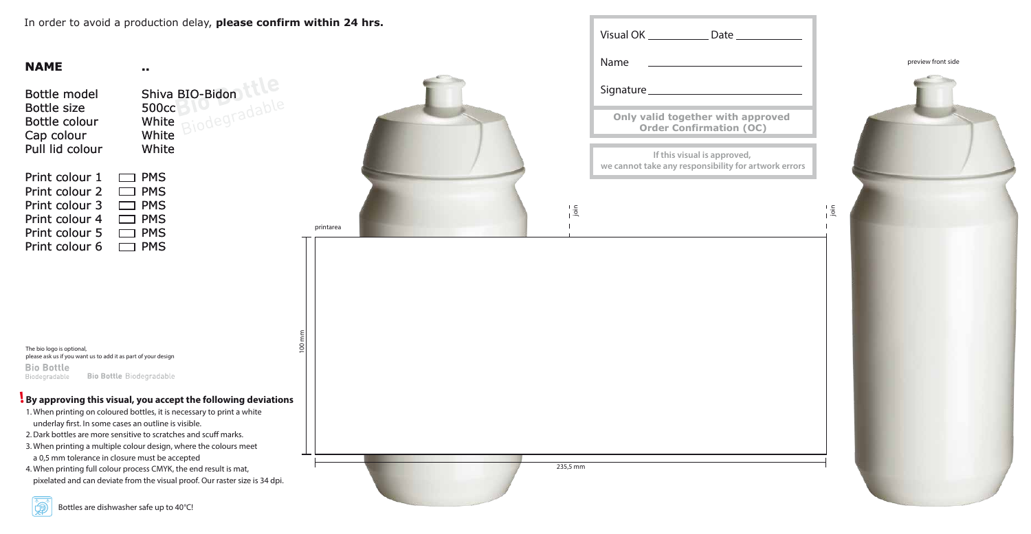In order to avoid a production delay, **please confirm within 24 hrs.**

**NAME** ..

| | |
|---|---|
| Bottle model | Shiva BIO-Bidon |
| Bottle size | 500cc |
| Bottle colour | White |
| Cap colour | White |
| Pull lid colour | White |

- Print colour 1 ☐ PMS
- Print colour 2 ☐ PMS
- Print colour 3 ☐ PMS
- Print colour 4 ☐ PMS
- Print colour 5 ☐ PMS
- Print colour 6 ☐ PMS

Visual OK ___________ Date ___________

Name ___________________________

Signature ___________________________

**Only valid together with approved Order Confirmation (OC)**

If this visual is approved, we cannot take any responsibility for artwork errors

preview front side

printarea

join

join

100 mm

235,5 mm

The bio logo is optional, please ask us if you want us to add it as part of your design

Bio Bottle Biodegradable

Bio Bottle Biodegradable

**! By approving this visual, you accept the following deviations**

1. When printing on coloured bottles, it is necessary to print a white underlay first. In some cases an outline is visible.
2. Dark bottles are more sensitive to scratches and scuff marks.
3. When printing a multiple colour design, where the colours meet a 0,5 mm tolerance in closure must be accepted
4. When printing full colour process CMYK, the end result is mat, pixelated and can deviate from the visual proof. Our raster size is 34 dpi.

Bottles are dishwasher safe up to 40°C!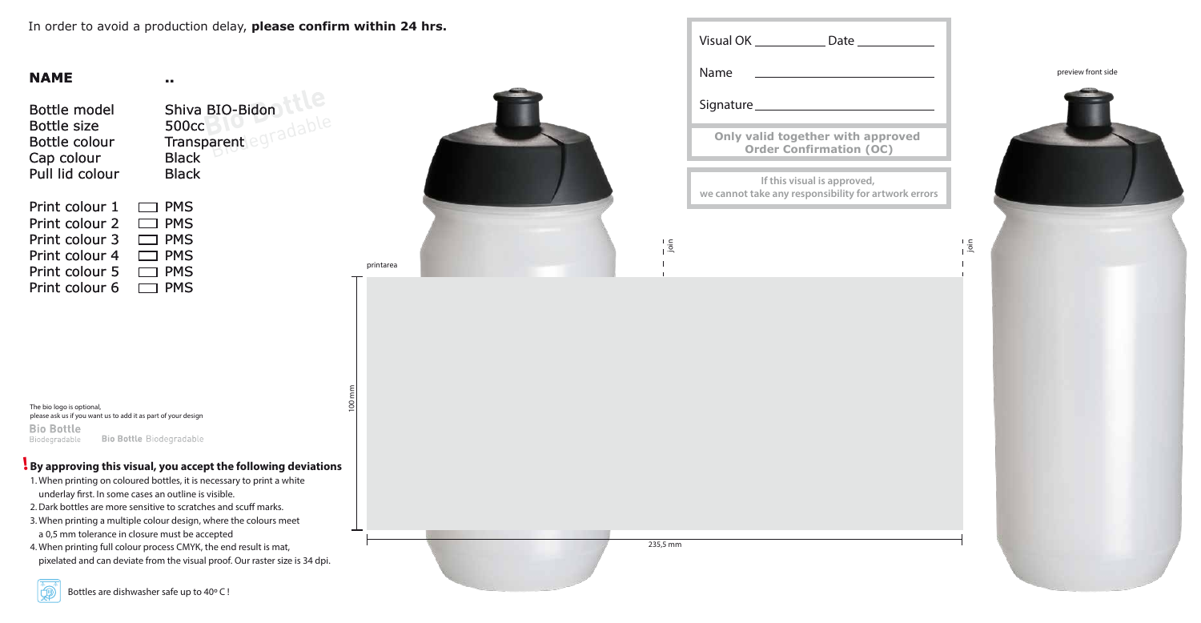In order to avoid a production delay, **please confirm within 24 hrs.**

**NAME** ..

| | |
|---|---|
| Bottle model | Shiva BIO-Bidon |
| Bottle size | 500cc |
| Bottle colour | Transparent |
| Cap colour | Black |
| Pull lid colour | Black |

| | |
|---|---|
| Print colour 1 | ☐ PMS |
| Print colour 2 | ☐ PMS |
| Print colour 3 | ☐ PMS |
| Print colour 4 | ☐ PMS |
| Print colour 5 | ☐ PMS |
| Print colour 6 | ☐ PMS |

Visual OK ___________ Date ___________

Name ___________________________

Signature ___________________________

**Only valid together with approved Order Confirmation (OC)**

**If this visual is approved, we cannot take any responsibility for artwork errors**

preview front side

printarea

join

join

100 mm

235,5 mm

The bio logo is optional, please ask us if you want us to add it as part of your design

Bio Bottle Biodegradable

Bio Bottle Biodegradable

**! By approving this visual, you accept the following deviations**

1. When printing on coloured bottles, it is necessary to print a white underlay first. In some cases an outline is visible.
2. Dark bottles are more sensitive to scratches and scuff marks.
3. When printing a multiple colour design, where the colours meet a 0,5 mm tolerance in closure must be accepted
4. When printing full colour process CMYK, the end result is mat, pixelated and can deviate from the visual proof. Our raster size is 34 dpi.

Bottles are dishwasher safe up to 40º C !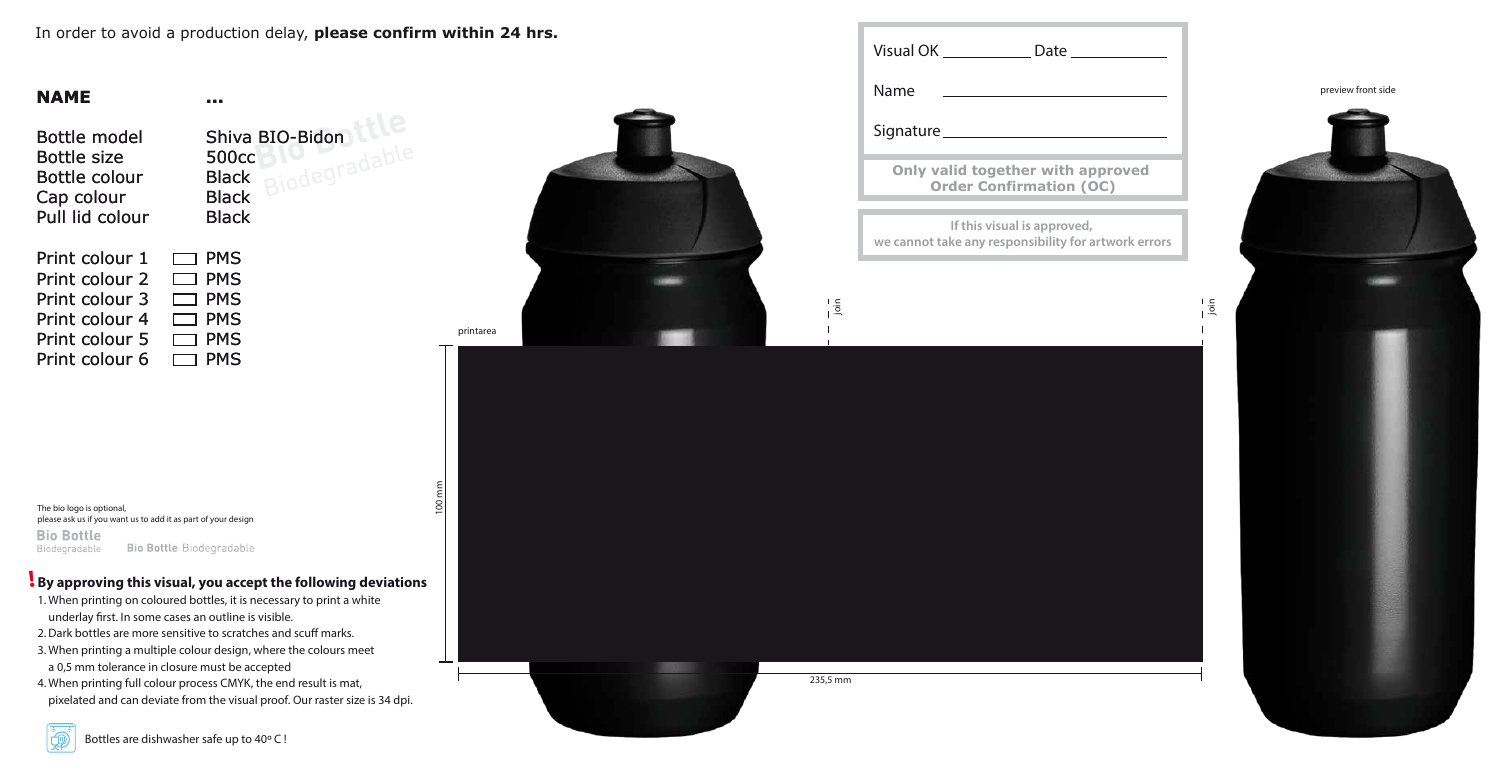In order to avoid a production delay, **please confirm within 24 hrs.**

**NAME** ...

| | |
|---|---|
| Bottle model | Shiva BIO-Bidon |
| Bottle size | 500cc |
| Bottle colour | Black |
| Cap colour | Black |
| Pull lid colour | Black |

| | |
|---|---|
| Print colour 1 | ☐ PMS |
| Print colour 2 | ☐ PMS |
| Print colour 3 | ☐ PMS |
| Print colour 4 | ☐ PMS |
| Print colour 5 | ☐ PMS |
| Print colour 6 | ☐ PMS |

The bio logo is optional,
please ask us if you want us to add it as part of your design

Bio Bottle Biodegradable    Bio Bottle Biodegradable

## ! By approving this visual, you accept the following deviations

1. When printing on coloured bottles, it is necessary to print a white underlay first. In some cases an outline is visible.
2. Dark bottles are more sensitive to scratches and scuff marks.
3. When printing a multiple colour design, where the colours meet a 0,5 mm tolerance in closure must be accepted
4. When printing full colour process CMYK, the end result is mat, pixelated and can deviate from the visual proof. Our raster size is 34 dpi.

Bottles are dishwasher safe up to 40º C !

printarea

join

join

100 mm

235,5 mm

Visual OK ___________ Date ___________

Name ___________________________

Signature ___________________________

**Only valid together with approved Order Confirmation (OC)**

**If this visual is approved, we cannot take any responsibility for artwork errors**

preview front side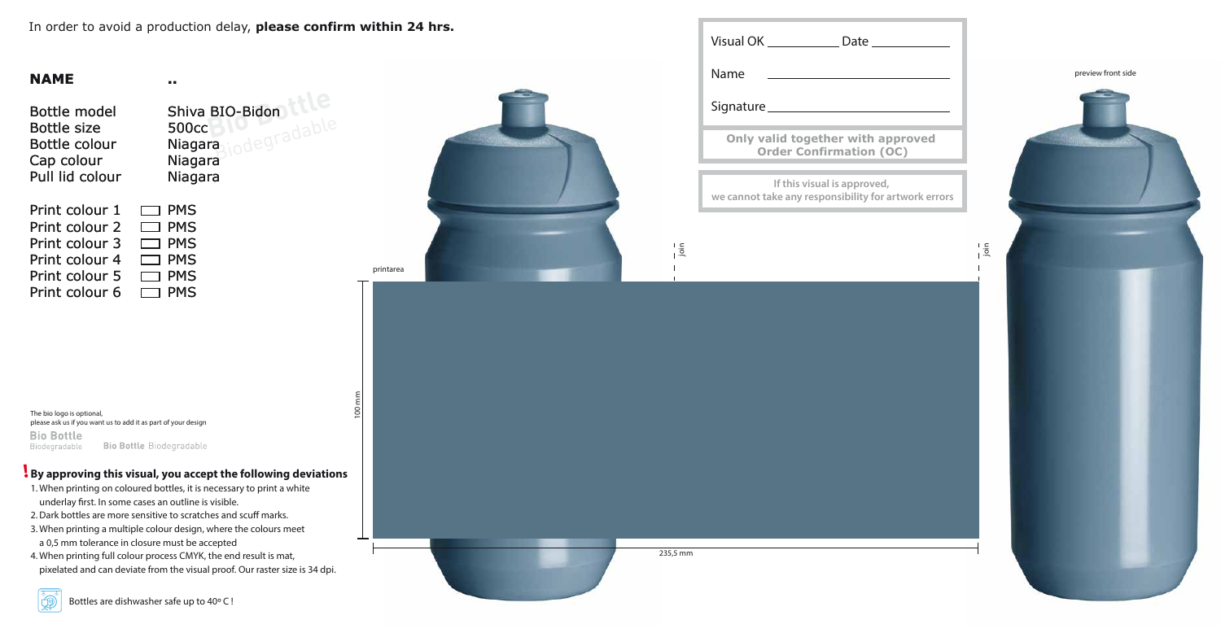In order to avoid a production delay, **please confirm within 24 hrs.**

## NAME ..

| | |
|---|---|
| Bottle model | Shiva BIO-Bidon |
| Bottle size | 500cc |
| Bottle colour | Niagara |
| Cap colour | Niagara |
| Pull lid colour | Niagara |

| | |
|---|---|
| Print colour 1 | ☐ PMS |
| Print colour 2 | ☐ PMS |
| Print colour 3 | ☐ PMS |
| Print colour 4 | ☐ PMS |
| Print colour 5 | ☐ PMS |
| Print colour 6 | ☐ PMS |

Bio Bottle Biodegradable

The bio logo is optional,
please ask us if you want us to add it as part of your design

Bio Bottle Biodegradable    Bio Bottle Biodegradable

**! By approving this visual, you accept the following deviations**

1. When printing on coloured bottles, it is necessary to print a white underlay first. In some cases an outline is visible.
2. Dark bottles are more sensitive to scratches and scuff marks.
3. When printing a multiple colour design, where the colours meet a 0,5 mm tolerance in closure must be accepted
4. When printing full colour process CMYK, the end result is mat, pixelated and can deviate from the visual proof. Our raster size is 34 dpi.

Bottles are dishwasher safe up to 40º C !

printarea

join

join

100 mm

235,5 mm

Visual OK ____________ Date ____________

Name ______________________________

Signature ______________________________

**Only valid together with approved Order Confirmation (OC)**

**If this visual is approved, we cannot take any responsibility for artwork errors**

preview front side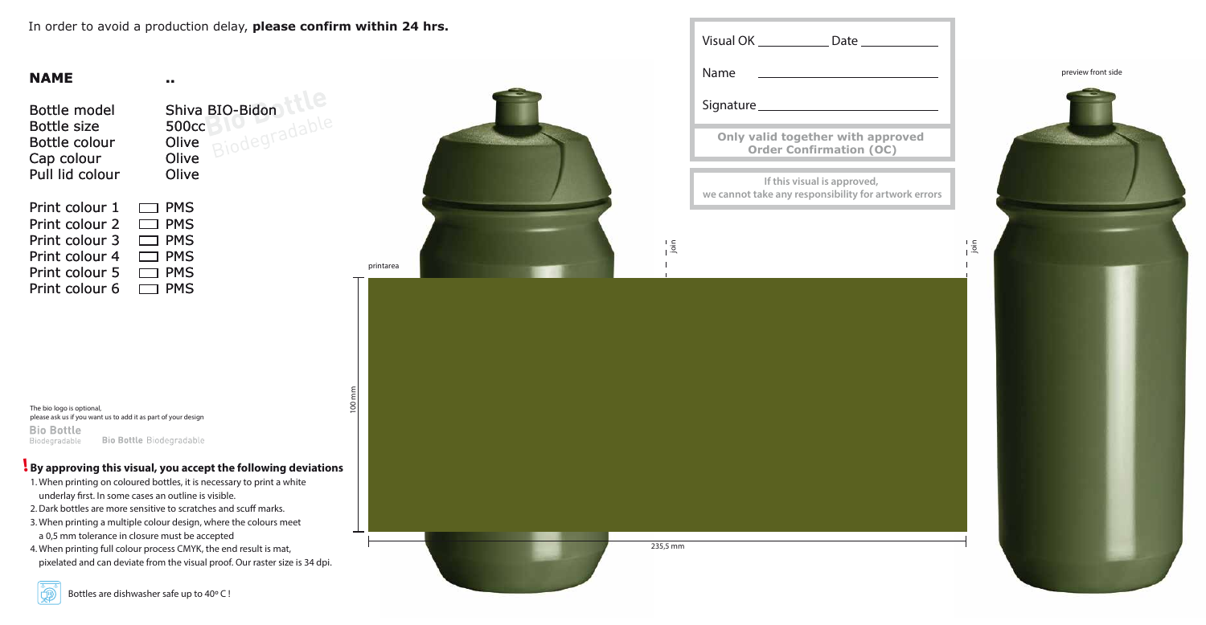In order to avoid a production delay, **please confirm within 24 hrs.**

**NAME** ..

| | |
|---|---|
| Bottle model | Shiva BIO-Bidon |
| Bottle size | 500cc |
| Bottle colour | Olive |
| Cap colour | Olive |
| Pull lid colour | Olive |

| | |
|---|---|
| Print colour 1 | ☐ PMS |
| Print colour 2 | ☐ PMS |
| Print colour 3 | ☐ PMS |
| Print colour 4 | ☐ PMS |
| Print colour 5 | ☐ PMS |
| Print colour 6 | ☐ PMS |

The bio logo is optional,
please ask us if you want us to add it as part of your design

Bio Bottle Biodegradable    Bio Bottle Biodegradable

**! By approving this visual, you accept the following deviations**

1. When printing on coloured bottles, it is necessary to print a white underlay first. In some cases an outline is visible.
2. Dark bottles are more sensitive to scratches and scuff marks.
3. When printing a multiple colour design, where the colours meet a 0,5 mm tolerance in closure must be accepted
4. When printing full colour process CMYK, the end result is mat, pixelated and can deviate from the visual proof. Our raster size is 34 dpi.

Bottles are dishwasher safe up to 40º C !

printarea

100 mm

235,5 mm

join

join

Visual OK __________ Date __________

Name ____________________

Signature ____________________

**Only valid together with approved Order Confirmation (OC)**

**If this visual is approved, we cannot take any responsibility for artwork errors**

preview front side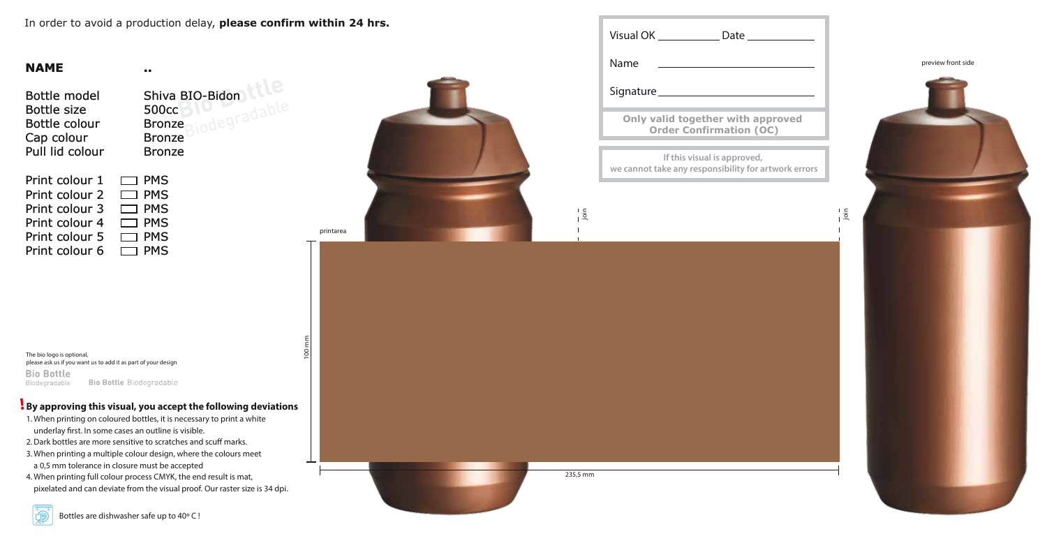In order to avoid a production delay, **please confirm within 24 hrs.**

## NAME ..

| | |
|---|---|
| Bottle model | Shiva BIO-Bidon |
| Bottle size | 500cc |
| Bottle colour | Bronze |
| Cap colour | Bronze |
| Pull lid colour | Bronze |

| | |
|---|---|
| Print colour 1 | PMS |
| Print colour 2 | PMS |
| Print colour 3 | PMS |
| Print colour 4 | PMS |
| Print colour 5 | PMS |
| Print colour 6 | PMS |

Visual OK ___________ Date ___________

Name ___________________________

Signature ___________________________

**Only valid together with approved Order Confirmation (OC)**

**If this visual is approved, we cannot take any responsibility for artwork errors**

preview front side

printarea

join

join

100 mm

235,5 mm

The bio logo is optional,
please ask us if you want us to add it as part of your design

Bio Bottle Biodegradable

Bio Bottle Biodegradable

**! By approving this visual, you accept the following deviations**

1. When printing on coloured bottles, it is necessary to print a white underlay first. In some cases an outline is visible.
2. Dark bottles are more sensitive to scratches and scuff marks.
3. When printing a multiple colour design, where the colours meet a 0,5 mm tolerance in closure must be accepted
4. When printing full colour process CMYK, the end result is mat, pixelated and can deviate from the visual proof. Our raster size is 34 dpi.

Bottles are dishwasher safe up to 40º C !